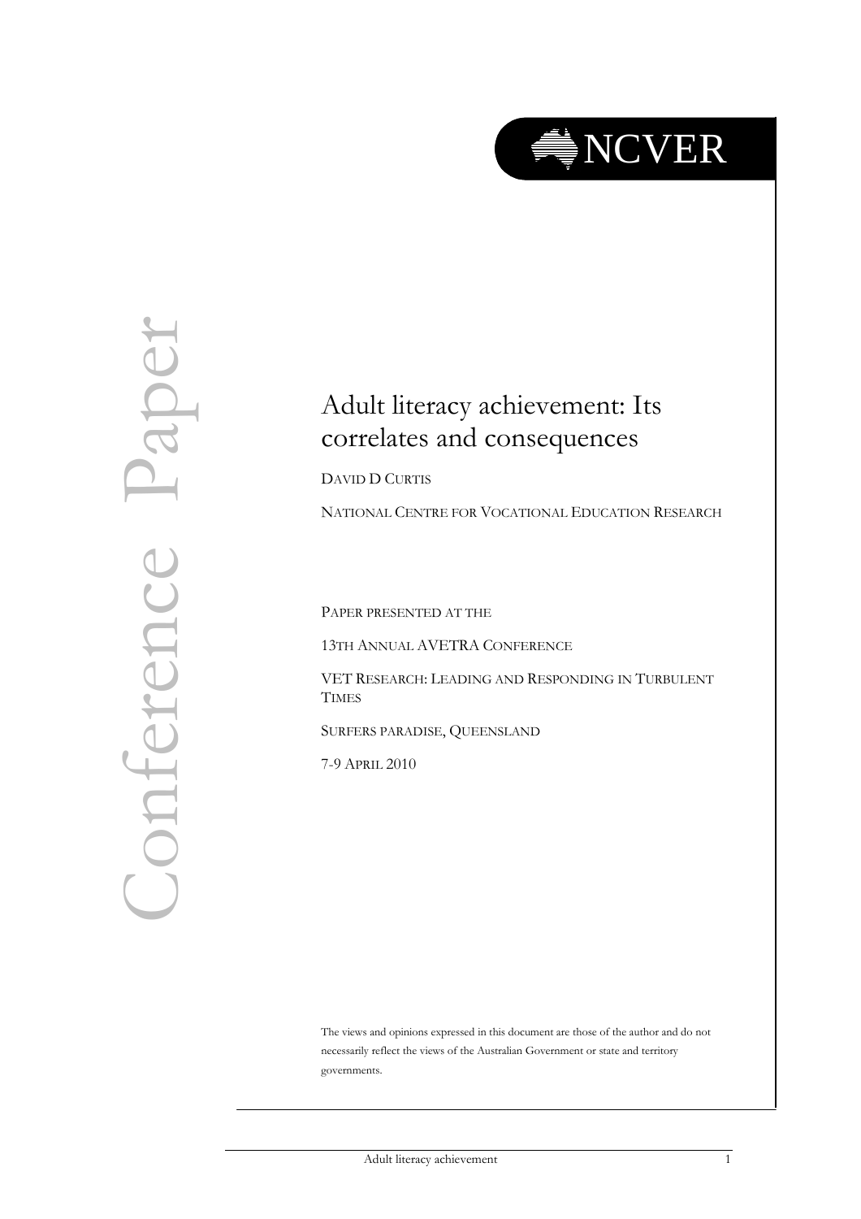NCVER

Conference Paper

# Adult literacy achievement: Its correlates and consequences

DAVID D CURTIS

NATIONAL CENTRE FOR VOCATIONAL EDUCATION RESEARCH

PAPER PRESENTED AT THE

13TH ANNUAL AVETRA CONFERENCE

VET RESEARCH: LEADING AND RESPONDING IN TURBULENT TIMES

SURFERS PARADISE, QUEENSLAND

7-9 APRIL 2010

The views and opinions expressed in this document are those of the author and do not necessarily reflect the views of the Australian Government or state and territory governments.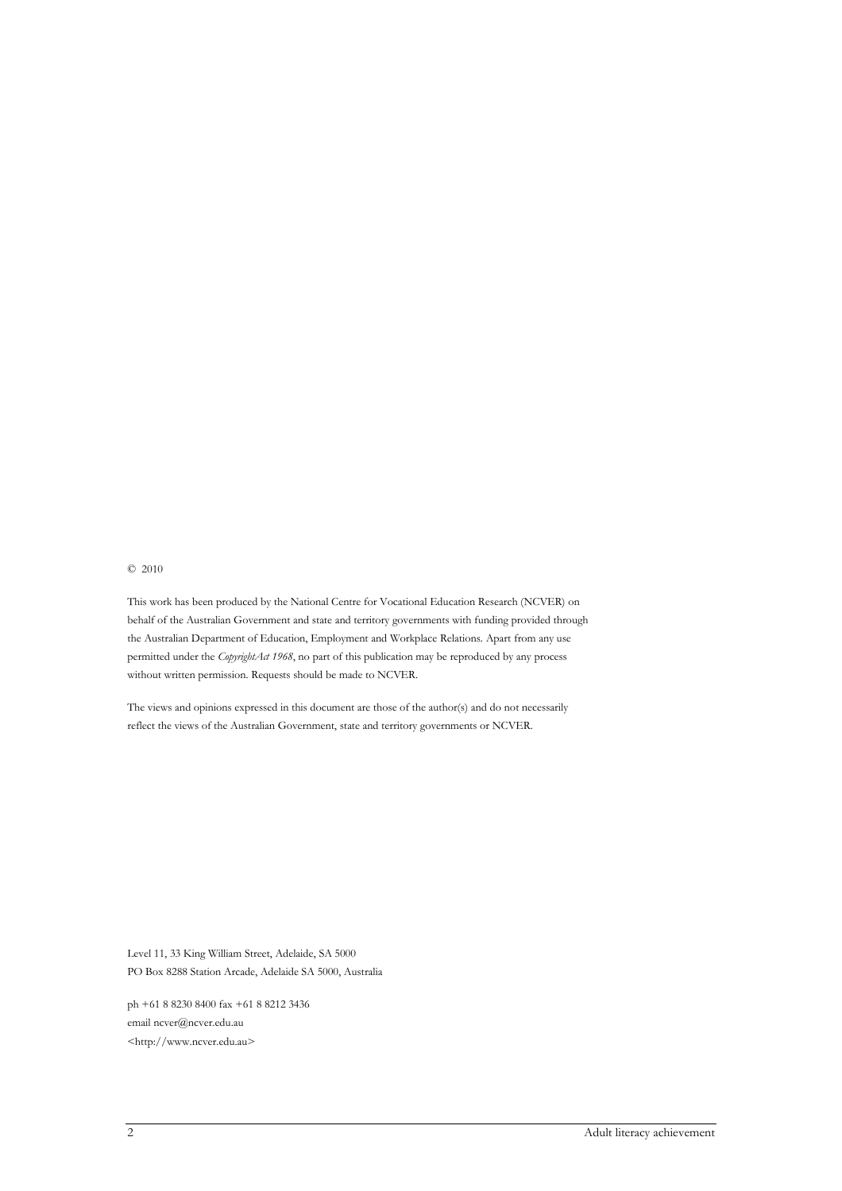© 2010

This work has been produced by the National Centre for Vocational Education Research (NCVER) on behalf of the Australian Government and state and territory governments with funding provided through the Australian Department of Education, Employment and Workplace Relations. Apart from any use permitted under the *Copyright Act 1968*, no part of this publication may be reproduced by any process without written permission. Requests should be made to NCVER.

The views and opinions expressed in this document are those of the author(s) and do not necessarily reflect the views of the Australian Government, state and territory governments or NCVER.

Level 11, 33 King William Street, Adelaide, SA 5000
PO Box 8288 Station Arcade, Adelaide SA 5000, Australia

ph +61 8 8230 8400 fax +61 8 8212 3436
email ncver@ncver.edu.au
<http://www.ncver.edu.au>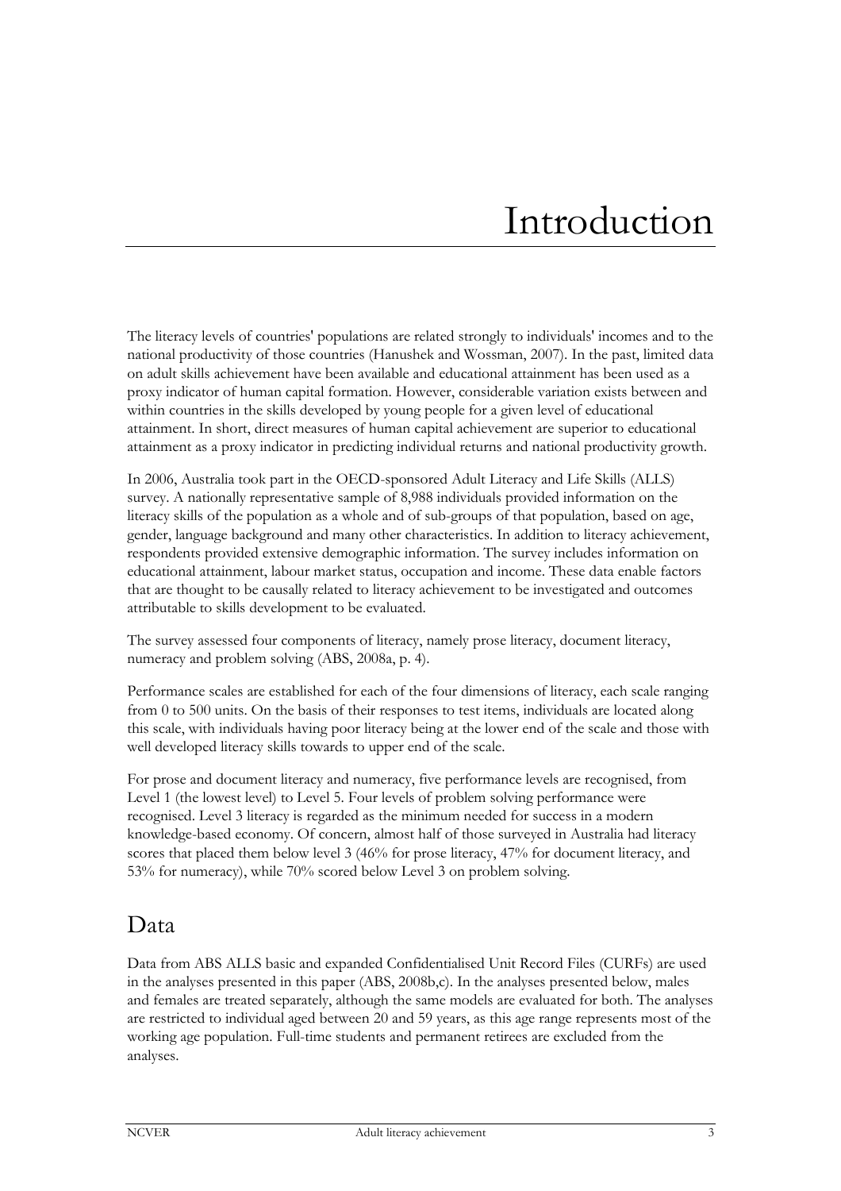# Introduction

The literacy levels of countries' populations are related strongly to individuals' incomes and to the national productivity of those countries (Hanushek and Wossman, 2007). In the past, limited data on adult skills achievement have been available and educational attainment has been used as a proxy indicator of human capital formation. However, considerable variation exists between and within countries in the skills developed by young people for a given level of educational attainment. In short, direct measures of human capital achievement are superior to educational attainment as a proxy indicator in predicting individual returns and national productivity growth.

In 2006, Australia took part in the OECD-sponsored Adult Literacy and Life Skills (ALLS) survey. A nationally representative sample of 8,988 individuals provided information on the literacy skills of the population as a whole and of sub-groups of that population, based on age, gender, language background and many other characteristics. In addition to literacy achievement, respondents provided extensive demographic information. The survey includes information on educational attainment, labour market status, occupation and income. These data enable factors that are thought to be causally related to literacy achievement to be investigated and outcomes attributable to skills development to be evaluated.

The survey assessed four components of literacy, namely prose literacy, document literacy, numeracy and problem solving (ABS, 2008a, p. 4).

Performance scales are established for each of the four dimensions of literacy, each scale ranging from 0 to 500 units. On the basis of their responses to test items, individuals are located along this scale, with individuals having poor literacy being at the lower end of the scale and those with well developed literacy skills towards to upper end of the scale.

For prose and document literacy and numeracy, five performance levels are recognised, from Level 1 (the lowest level) to Level 5. Four levels of problem solving performance were recognised. Level 3 literacy is regarded as the minimum needed for success in a modern knowledge-based economy. Of concern, almost half of those surveyed in Australia had literacy scores that placed them below level 3 (46% for prose literacy, 47% for document literacy, and 53% for numeracy), while 70% scored below Level 3 on problem solving.

## Data

Data from ABS ALLS basic and expanded Confidentialised Unit Record Files (CURFs) are used in the analyses presented in this paper (ABS, 2008b,c). In the analyses presented below, males and females are treated separately, although the same models are evaluated for both. The analyses are restricted to individual aged between 20 and 59 years, as this age range represents most of the working age population. Full-time students and permanent retirees are excluded from the analyses.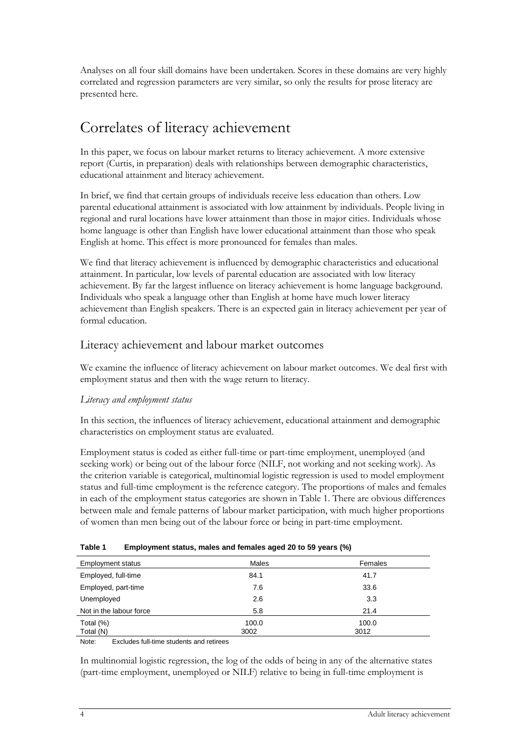Analyses on all four skill domains have been undertaken. Scores in these domains are very highly correlated and regression parameters are very similar, so only the results for prose literacy are presented here.

# Correlates of literacy achievement

In this paper, we focus on labour market returns to literacy achievement. A more extensive report (Curtis, in preparation) deals with relationships between demographic characteristics, educational attainment and literacy achievement.

In brief, we find that certain groups of individuals receive less education than others. Low parental educational attainment is associated with low attainment by individuals. People living in regional and rural locations have lower attainment than those in major cities. Individuals whose home language is other than English have lower educational attainment than those who speak English at home. This effect is more pronounced for females than males.

We find that literacy achievement is influenced by demographic characteristics and educational attainment. In particular, low levels of parental education are associated with low literacy achievement. By far the largest influence on literacy achievement is home language background. Individuals who speak a language other than English at home have much lower literacy achievement than English speakers. There is an expected gain in literacy achievement per year of formal education.

## Literacy achievement and labour market outcomes

We examine the influence of literacy achievement on labour market outcomes. We deal first with employment status and then with the wage return to literacy.

### *Literacy and employment status*

In this section, the influences of literacy achievement, educational attainment and demographic characteristics on employment status are evaluated.

Employment status is coded as either full-time or part-time employment, unemployed (and seeking work) or being out of the labour force (NILF, not working and not seeking work). As the criterion variable is categorical, multinomial logistic regression is used to model employment status and full-time employment is the reference category. The proportions of males and females in each of the employment status categories are shown in Table 1. There are obvious differences between male and female patterns of labour market participation, with much higher proportions of women than men being out of the labour force or being in part-time employment.

**Table 1 Employment status, males and females aged 20 to 59 years (%)**

| Employment status | Males | Females |
|---|---|---|
| Employed, full-time | 84.1 | 41.7 |
| Employed, part-time | 7.6 | 33.6 |
| Unemployed | 2.6 | 3.3 |
| Not in the labour force | 5.8 | 21.4 |
| Total (%) | 100.0 | 100.0 |
| Total (N) | 3002 | 3012 |

Note: Excludes full-time students and retirees

In multinomial logistic regression, the log of the odds of being in any of the alternative states (part-time employment, unemployed or NILF) relative to being in full-time employment is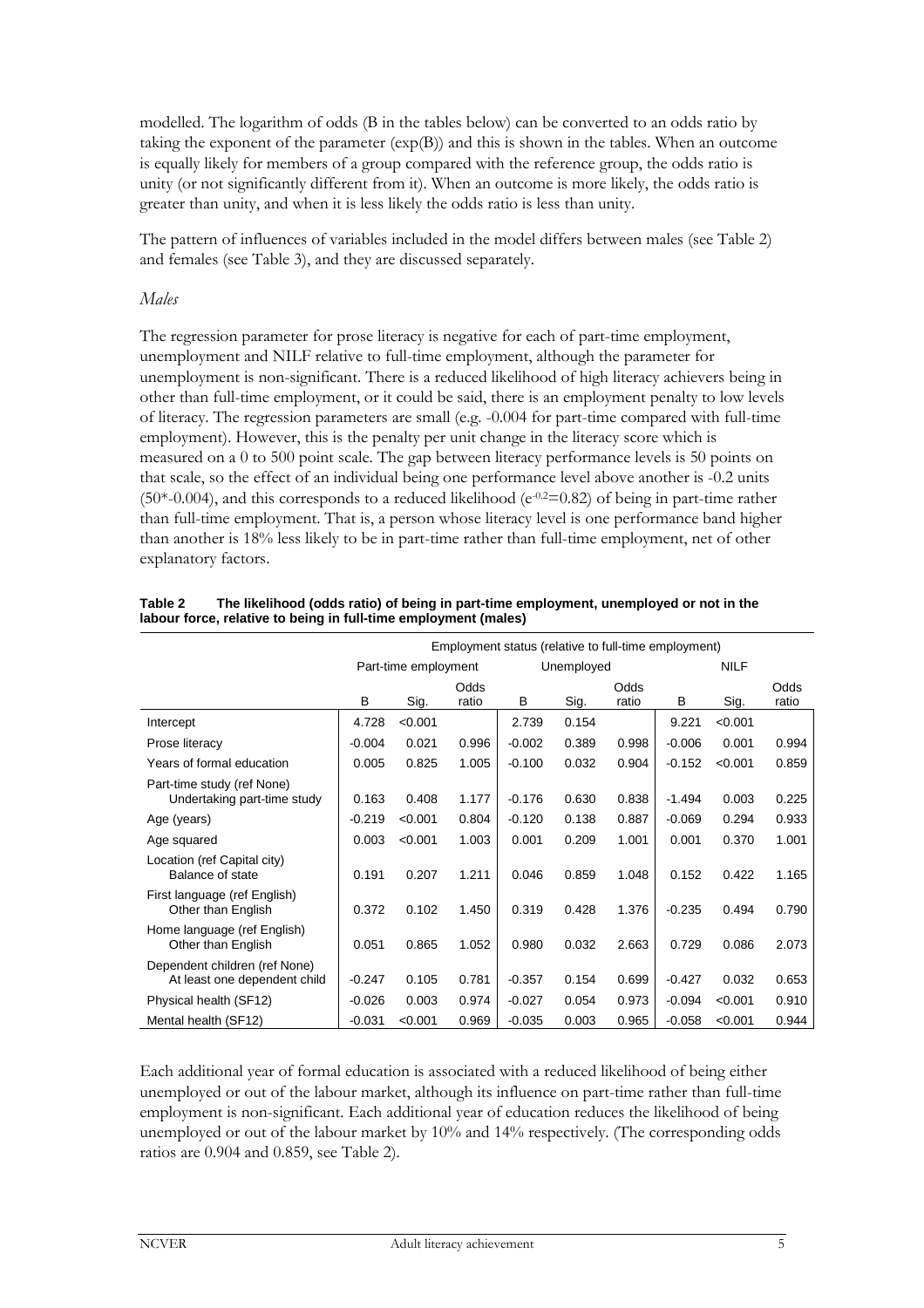modelled. The logarithm of odds (B in the tables below) can be converted to an odds ratio by taking the exponent of the parameter (exp(B)) and this is shown in the tables. When an outcome is equally likely for members of a group compared with the reference group, the odds ratio is unity (or not significantly different from it). When an outcome is more likely, the odds ratio is greater than unity, and when it is less likely the odds ratio is less than unity.

The pattern of influences of variables included in the model differs between males (see Table 2) and females (see Table 3), and they are discussed separately.

*Males*

The regression parameter for prose literacy is negative for each of part-time employment, unemployment and NILF relative to full-time employment, although the parameter for unemployment is non-significant. There is a reduced likelihood of high literacy achievers being in other than full-time employment, or it could be said, there is an employment penalty to low levels of literacy. The regression parameters are small (e.g. -0.004 for part-time compared with full-time employment). However, this is the penalty per unit change in the literacy score which is measured on a 0 to 500 point scale. The gap between literacy performance levels is 50 points on that scale, so the effect of an individual being one performance level above another is -0.2 units (50*-0.004), and this corresponds to a reduced likelihood ($e^{-0.2}$=0.82) of being in part-time rather than full-time employment. That is, a person whose literacy level is one performance band higher than another is 18% less likely to be in part-time rather than full-time employment, net of other explanatory factors.

**Table 2 The likelihood (odds ratio) of being in part-time employment, unemployed or not in the labour force, relative to being in full-time employment (males)**

| | Employment status (relative to full-time employment) | | | | | | | | |
|---|---|---|---|---|---|---|---|---|---|
| | Part-time employment | | | Unemployed | | | NILF | | |
| | B | Sig. | Odds ratio | B | Sig. | Odds ratio | B | Sig. | Odds ratio |
| Intercept | 4.728 | <0.001 | | 2.739 | 0.154 | | 9.221 | <0.001 | |
| Prose literacy | -0.004 | 0.021 | 0.996 | -0.002 | 0.389 | 0.998 | -0.006 | 0.001 | 0.994 |
| Years of formal education | 0.005 | 0.825 | 1.005 | -0.100 | 0.032 | 0.904 | -0.152 | <0.001 | 0.859 |
| Part-time study (ref None) Undertaking part-time study | 0.163 | 0.408 | 1.177 | -0.176 | 0.630 | 0.838 | -1.494 | 0.003 | 0.225 |
| Age (years) | -0.219 | <0.001 | 0.804 | -0.120 | 0.138 | 0.887 | -0.069 | 0.294 | 0.933 |
| Age squared | 0.003 | <0.001 | 1.003 | 0.001 | 0.209 | 1.001 | 0.001 | 0.370 | 1.001 |
| Location (ref Capital city) Balance of state | 0.191 | 0.207 | 1.211 | 0.046 | 0.859 | 1.048 | 0.152 | 0.422 | 1.165 |
| First language (ref English) Other than English | 0.372 | 0.102 | 1.450 | 0.319 | 0.428 | 1.376 | -0.235 | 0.494 | 0.790 |
| Home language (ref English) Other than English | 0.051 | 0.865 | 1.052 | 0.980 | 0.032 | 2.663 | 0.729 | 0.086 | 2.073 |
| Dependent children (ref None) At least one dependent child | -0.247 | 0.105 | 0.781 | -0.357 | 0.154 | 0.699 | -0.427 | 0.032 | 0.653 |
| Physical health (SF12) | -0.026 | 0.003 | 0.974 | -0.027 | 0.054 | 0.973 | -0.094 | <0.001 | 0.910 |
| Mental health (SF12) | -0.031 | <0.001 | 0.969 | -0.035 | 0.003 | 0.965 | -0.058 | <0.001 | 0.944 |

Each additional year of formal education is associated with a reduced likelihood of being either unemployed or out of the labour market, although its influence on part-time rather than full-time employment is non-significant. Each additional year of education reduces the likelihood of being unemployed or out of the labour market by 10% and 14% respectively. (The corresponding odds ratios are 0.904 and 0.859, see Table 2).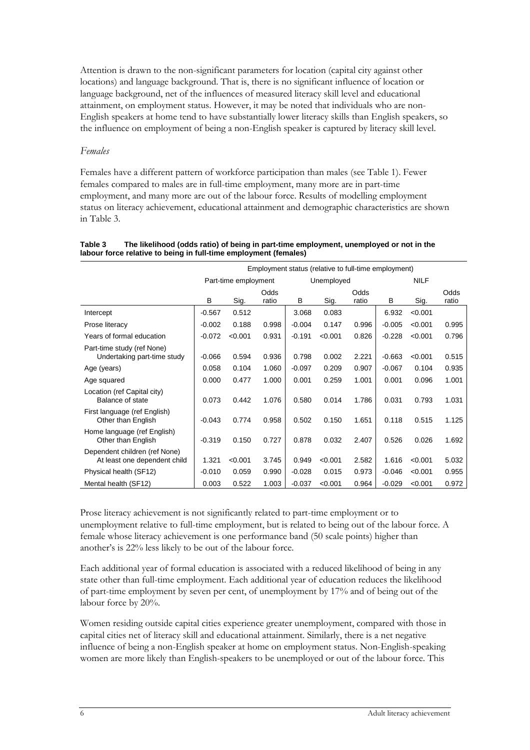Attention is drawn to the non-significant parameters for location (capital city against other locations) and language background. That is, there is no significant influence of location or language background, net of the influences of measured literacy skill level and educational attainment, on employment status. However, it may be noted that individuals who are non-English speakers at home tend to have substantially lower literacy skills than English speakers, so the influence on employment of being a non-English speaker is captured by literacy skill level.

### *Females*

Females have a different pattern of workforce participation than males (see Table 1). Fewer females compared to males are in full-time employment, many more are in part-time employment, and many more are out of the labour force. Results of modelling employment status on literacy achievement, educational attainment and demographic characteristics are shown in Table 3.

**Table 3 The likelihood (odds ratio) of being in part-time employment, unemployed or not in the labour force relative to being in full-time employment (females)**

| | Employment status (relative to full-time employment) | | | | | | | | |
|---|---|---|---|---|---|---|---|---|---|
| | Part-time employment | | | Unemployed | | | NILF | | |
| | B | Sig. | Odds ratio | B | Sig. | Odds ratio | B | Sig. | Odds ratio |
| Intercept | -0.567 | 0.512 | | 3.068 | 0.083 | | 6.932 | <0.001 | |
| Prose literacy | -0.002 | 0.188 | 0.998 | -0.004 | 0.147 | 0.996 | -0.005 | <0.001 | 0.995 |
| Years of formal education | -0.072 | <0.001 | 0.931 | -0.191 | <0.001 | 0.826 | -0.228 | <0.001 | 0.796 |
| Part-time study (ref None) Undertaking part-time study | -0.066 | 0.594 | 0.936 | 0.798 | 0.002 | 2.221 | -0.663 | <0.001 | 0.515 |
| Age (years) | 0.058 | 0.104 | 1.060 | -0.097 | 0.209 | 0.907 | -0.067 | 0.104 | 0.935 |
| Age squared | 0.000 | 0.477 | 1.000 | 0.001 | 0.259 | 1.001 | 0.001 | 0.096 | 1.001 |
| Location (ref Capital city) Balance of state | 0.073 | 0.442 | 1.076 | 0.580 | 0.014 | 1.786 | 0.031 | 0.793 | 1.031 |
| First language (ref English) Other than English | -0.043 | 0.774 | 0.958 | 0.502 | 0.150 | 1.651 | 0.118 | 0.515 | 1.125 |
| Home language (ref English) Other than English | -0.319 | 0.150 | 0.727 | 0.878 | 0.032 | 2.407 | 0.526 | 0.026 | 1.692 |
| Dependent children (ref None) At least one dependent child | 1.321 | <0.001 | 3.745 | 0.949 | <0.001 | 2.582 | 1.616 | <0.001 | 5.032 |
| Physical health (SF12) | -0.010 | 0.059 | 0.990 | -0.028 | 0.015 | 0.973 | -0.046 | <0.001 | 0.955 |
| Mental health (SF12) | 0.003 | 0.522 | 1.003 | -0.037 | <0.001 | 0.964 | -0.029 | <0.001 | 0.972 |

Prose literacy achievement is not significantly related to part-time employment or to unemployment relative to full-time employment, but is related to being out of the labour force. A female whose literacy achievement is one performance band (50 scale points) higher than another's is 22% less likely to be out of the labour force.

Each additional year of formal education is associated with a reduced likelihood of being in any state other than full-time employment. Each additional year of education reduces the likelihood of part-time employment by seven per cent, of unemployment by 17% and of being out of the labour force by 20%.

Women residing outside capital cities experience greater unemployment, compared with those in capital cities net of literacy skill and educational attainment. Similarly, there is a net negative influence of being a non-English speaker at home on employment status. Non-English-speaking women are more likely than English-speakers to be unemployed or out of the labour force. This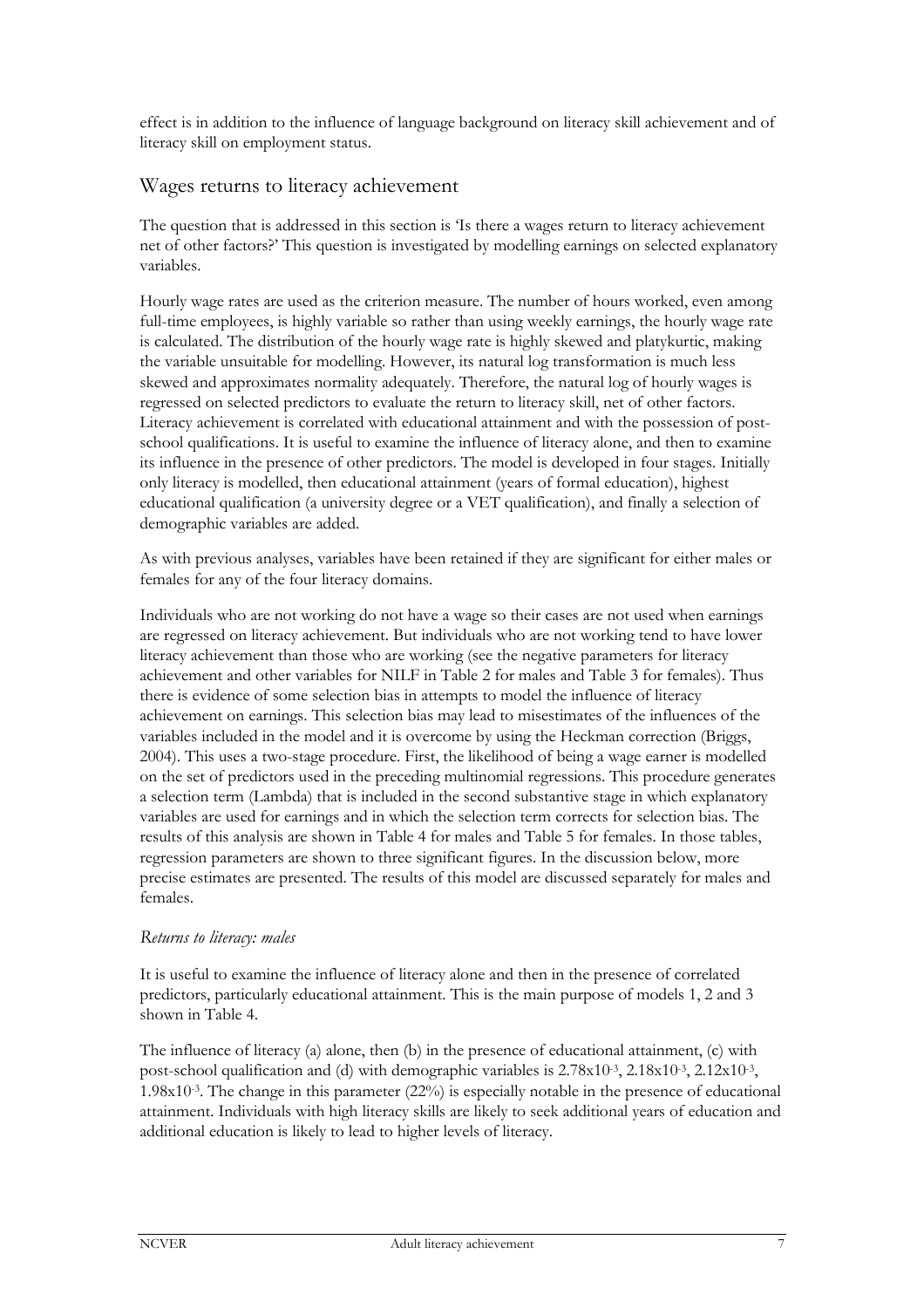effect is in addition to the influence of language background on literacy skill achievement and of literacy skill on employment status.

## Wages returns to literacy achievement

The question that is addressed in this section is 'Is there a wages return to literacy achievement net of other factors?' This question is investigated by modelling earnings on selected explanatory variables.

Hourly wage rates are used as the criterion measure. The number of hours worked, even among full-time employees, is highly variable so rather than using weekly earnings, the hourly wage rate is calculated. The distribution of the hourly wage rate is highly skewed and platykurtic, making the variable unsuitable for modelling. However, its natural log transformation is much less skewed and approximates normality adequately. Therefore, the natural log of hourly wages is regressed on selected predictors to evaluate the return to literacy skill, net of other factors. Literacy achievement is correlated with educational attainment and with the possession of post-school qualifications. It is useful to examine the influence of literacy alone, and then to examine its influence in the presence of other predictors. The model is developed in four stages. Initially only literacy is modelled, then educational attainment (years of formal education), highest educational qualification (a university degree or a VET qualification), and finally a selection of demographic variables are added.

As with previous analyses, variables have been retained if they are significant for either males or females for any of the four literacy domains.

Individuals who are not working do not have a wage so their cases are not used when earnings are regressed on literacy achievement. But individuals who are not working tend to have lower literacy achievement than those who are working (see the negative parameters for literacy achievement and other variables for NILF in Table 2 for males and Table 3 for females). Thus there is evidence of some selection bias in attempts to model the influence of literacy achievement on earnings. This selection bias may lead to misestimates of the influences of the variables included in the model and it is overcome by using the Heckman correction (Briggs, 2004). This uses a two-stage procedure. First, the likelihood of being a wage earner is modelled on the set of predictors used in the preceding multinomial regressions. This procedure generates a selection term (Lambda) that is included in the second substantive stage in which explanatory variables are used for earnings and in which the selection term corrects for selection bias. The results of this analysis are shown in Table 4 for males and Table 5 for females. In those tables, regression parameters are shown to three significant figures. In the discussion below, more precise estimates are presented. The results of this model are discussed separately for males and females.

### *Returns to literacy: males*

It is useful to examine the influence of literacy alone and then in the presence of correlated predictors, particularly educational attainment. This is the main purpose of models 1, 2 and 3 shown in Table 4.

The influence of literacy (a) alone, then (b) in the presence of educational attainment, (c) with post-school qualification and (d) with demographic variables is $2.78 \times 10^{-3}$, $2.18 \times 10^{-3}$, $2.12 \times 10^{-3}$, $1.98 \times 10^{-3}$. The change in this parameter (22%) is especially notable in the presence of educational attainment. Individuals with high literacy skills are likely to seek additional years of education and additional education is likely to lead to higher levels of literacy.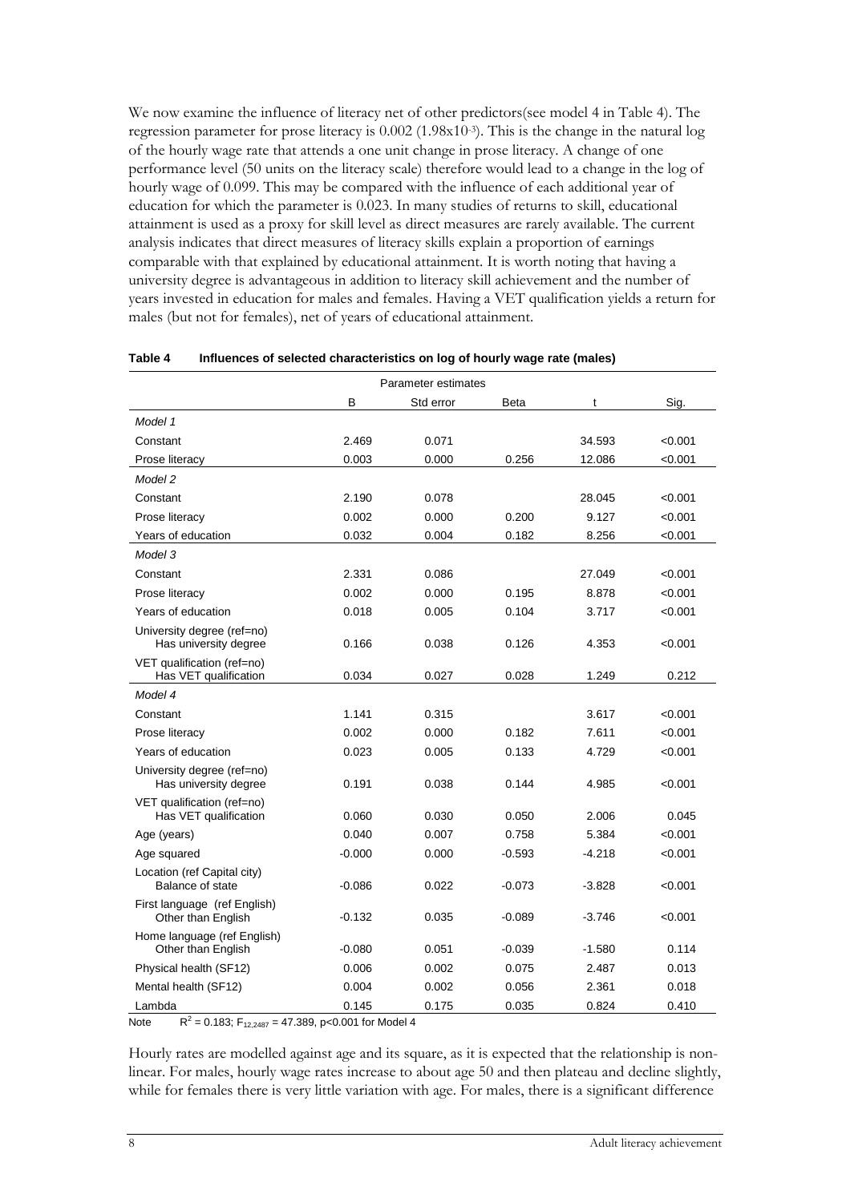We now examine the influence of literacy net of other predictors(see model 4 in Table 4). The regression parameter for prose literacy is 0.002 ($1.98 \times 10^{-3}$). This is the change in the natural log of the hourly wage rate that attends a one unit change in prose literacy. A change of one performance level (50 units on the literacy scale) therefore would lead to a change in the log of hourly wage of 0.099. This may be compared with the influence of each additional year of education for which the parameter is 0.023. In many studies of returns to skill, educational attainment is used as a proxy for skill level as direct measures are rarely available. The current analysis indicates that direct measures of literacy skills explain a proportion of earnings comparable with that explained by educational attainment. It is worth noting that having a university degree is advantageous in addition to literacy skill achievement and the number of years invested in education for males and females. Having a VET qualification yields a return for males (but not for females), net of years of educational attainment.

**Table 4 Influences of selected characteristics on log of hourly wage rate (males)**

| | Parameter estimates | | | | |
|---|---|---|---|---|---|
| | B | Std error | Beta | t | Sig. |
| *Model 1* | | | | | |
| Constant | 2.469 | 0.071 | | 34.593 | <0.001 |
| Prose literacy | 0.003 | 0.000 | 0.256 | 12.086 | <0.001 |
| *Model 2* | | | | | |
| Constant | 2.190 | 0.078 | | 28.045 | <0.001 |
| Prose literacy | 0.002 | 0.000 | 0.200 | 9.127 | <0.001 |
| Years of education | 0.032 | 0.004 | 0.182 | 8.256 | <0.001 |
| *Model 3* | | | | | |
| Constant | 2.331 | 0.086 | | 27.049 | <0.001 |
| Prose literacy | 0.002 | 0.000 | 0.195 | 8.878 | <0.001 |
| Years of education | 0.018 | 0.005 | 0.104 | 3.717 | <0.001 |
| University degree (ref=no) Has university degree | 0.166 | 0.038 | 0.126 | 4.353 | <0.001 |
| VET qualification (ref=no) Has VET qualification | 0.034 | 0.027 | 0.028 | 1.249 | 0.212 |
| *Model 4* | | | | | |
| Constant | 1.141 | 0.315 | | 3.617 | <0.001 |
| Prose literacy | 0.002 | 0.000 | 0.182 | 7.611 | <0.001 |
| Years of education | 0.023 | 0.005 | 0.133 | 4.729 | <0.001 |
| University degree (ref=no) Has university degree | 0.191 | 0.038 | 0.144 | 4.985 | <0.001 |
| VET qualification (ref=no) Has VET qualification | 0.060 | 0.030 | 0.050 | 2.006 | 0.045 |
| Age (years) | 0.040 | 0.007 | 0.758 | 5.384 | <0.001 |
| Age squared | -0.000 | 0.000 | -0.593 | -4.218 | <0.001 |
| Location (ref Capital city) Balance of state | -0.086 | 0.022 | -0.073 | -3.828 | <0.001 |
| First language (ref English) Other than English | -0.132 | 0.035 | -0.089 | -3.746 | <0.001 |
| Home language (ref English) Other than English | -0.080 | 0.051 | -0.039 | -1.580 | 0.114 |
| Physical health (SF12) | 0.006 | 0.002 | 0.075 | 2.487 | 0.013 |
| Mental health (SF12) | 0.004 | 0.002 | 0.056 | 2.361 | 0.018 |
| Lambda | 0.145 | 0.175 | 0.035 | 0.824 | 0.410 |

Note $R^2 = 0.183$; $F_{12,2487} = 47.389$, $p<0.001$ for Model 4

Hourly rates are modelled against age and its square, as it is expected that the relationship is non-linear. For males, hourly wage rates increase to about age 50 and then plateau and decline slightly, while for females there is very little variation with age. For males, there is a significant difference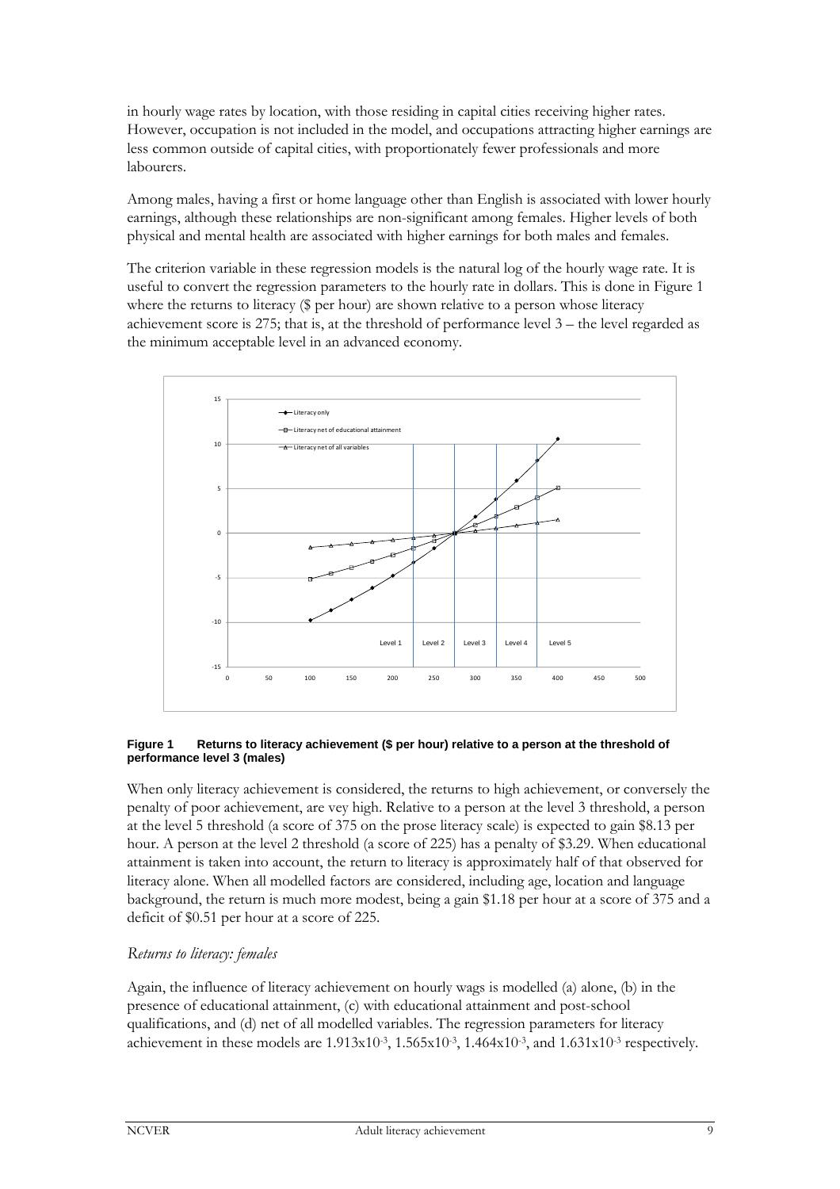in hourly wage rates by location, with those residing in capital cities receiving higher rates. However, occupation is not included in the model, and occupations attracting higher earnings are less common outside of capital cities, with proportionately fewer professionals and more labourers.

Among males, having a first or home language other than English is associated with lower hourly earnings, although these relationships are non-significant among females. Higher levels of both physical and mental health are associated with higher earnings for both males and females.

The criterion variable in these regression models is the natural log of the hourly wage rate. It is useful to convert the regression parameters to the hourly rate in dollars. This is done in Figure 1 where the returns to literacy ($ per hour) are shown relative to a person whose literacy achievement score is 275; that is, at the threshold of performance level 3 – the level regarded as the minimum acceptable level in an advanced economy.

**Figure 1 Returns to literacy achievement ($ per hour) relative to a person at the threshold of performance level 3 (males)**

When only literacy achievement is considered, the returns to high achievement, or conversely the penalty of poor achievement, are vey high. Relative to a person at the level 3 threshold, a person at the level 5 threshold (a score of 375 on the prose literacy scale) is expected to gain $8.13 per hour. A person at the level 2 threshold (a score of 225) has a penalty of $3.29. When educational attainment is taken into account, the return to literacy is approximately half of that observed for literacy alone. When all modelled factors are considered, including age, location and language background, the return is much more modest, being a gain $1.18 per hour at a score of 375 and a deficit of $0.51 per hour at a score of 225.

### *Returns to literacy: females*

Again, the influence of literacy achievement on hourly wags is modelled (a) alone, (b) in the presence of educational attainment, (c) with educational attainment and post-school qualifications, and (d) net of all modelled variables. The regression parameters for literacy achievement in these models are $1.913 \times 10^{-3}$, $1.565 \times 10^{-3}$, $1.464 \times 10^{-3}$, and $1.631 \times 10^{-3}$ respectively.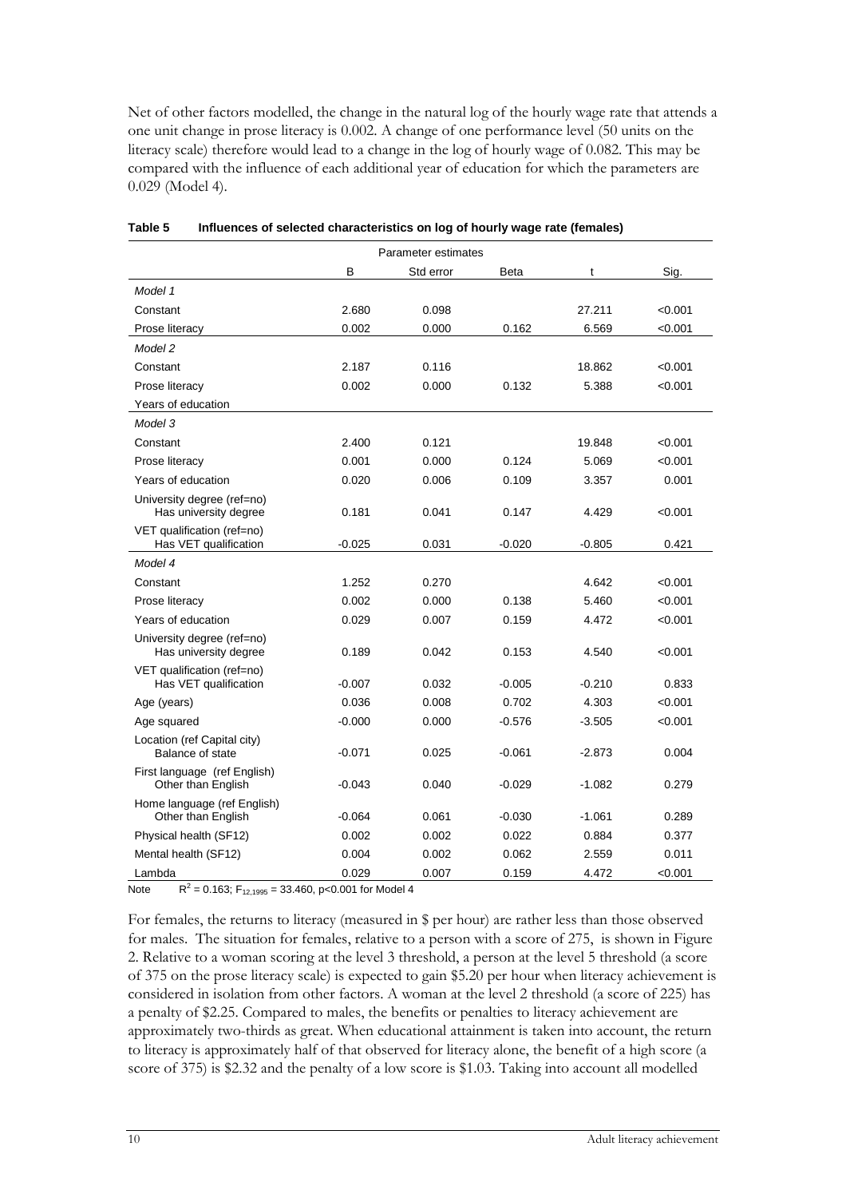Net of other factors modelled, the change in the natural log of the hourly wage rate that attends a one unit change in prose literacy is 0.002. A change of one performance level (50 units on the literacy scale) therefore would lead to a change in the log of hourly wage of 0.082. This may be compared with the influence of each additional year of education for which the parameters are 0.029 (Model 4).

**Table 5 Influences of selected characteristics on log of hourly wage rate (females)**

| | Parameter estimates | | | | |
|---|---|---|---|---|---|
| | B | Std error | Beta | t | Sig. |
| *Model 1* | | | | | |
| Constant | 2.680 | 0.098 | | 27.211 | <0.001 |
| Prose literacy | 0.002 | 0.000 | 0.162 | 6.569 | <0.001 |
| *Model 2* | | | | | |
| Constant | 2.187 | 0.116 | | 18.862 | <0.001 |
| Prose literacy | 0.002 | 0.000 | 0.132 | 5.388 | <0.001 |
| Years of education | | | | | |
| *Model 3* | | | | | |
| Constant | 2.400 | 0.121 | | 19.848 | <0.001 |
| Prose literacy | 0.001 | 0.000 | 0.124 | 5.069 | <0.001 |
| Years of education | 0.020 | 0.006 | 0.109 | 3.357 | 0.001 |
| University degree (ref=no) Has university degree | 0.181 | 0.041 | 0.147 | 4.429 | <0.001 |
| VET qualification (ref=no) Has VET qualification | -0.025 | 0.031 | -0.020 | -0.805 | 0.421 |
| *Model 4* | | | | | |
| Constant | 1.252 | 0.270 | | 4.642 | <0.001 |
| Prose literacy | 0.002 | 0.000 | 0.138 | 5.460 | <0.001 |
| Years of education | 0.029 | 0.007 | 0.159 | 4.472 | <0.001 |
| University degree (ref=no) Has university degree | 0.189 | 0.042 | 0.153 | 4.540 | <0.001 |
| VET qualification (ref=no) Has VET qualification | -0.007 | 0.032 | -0.005 | -0.210 | 0.833 |
| Age (years) | 0.036 | 0.008 | 0.702 | 4.303 | <0.001 |
| Age squared | -0.000 | 0.000 | -0.576 | -3.505 | <0.001 |
| Location (ref Capital city) Balance of state | -0.071 | 0.025 | -0.061 | -2.873 | 0.004 |
| First language (ref English) Other than English | -0.043 | 0.040 | -0.029 | -1.082 | 0.279 |
| Home language (ref English) Other than English | -0.064 | 0.061 | -0.030 | -1.061 | 0.289 |
| Physical health (SF12) | 0.002 | 0.002 | 0.022 | 0.884 | 0.377 |
| Mental health (SF12) | 0.004 | 0.002 | 0.062 | 2.559 | 0.011 |
| Lambda | 0.029 | 0.007 | 0.159 | 4.472 | <0.001 |

Note $R^2 = 0.163$; $F_{12,1995} = 33.460$, $p<0.001$ for Model 4

For females, the returns to literacy (measured in $ per hour) are rather less than those observed for males. The situation for females, relative to a person with a score of 275, is shown in Figure 2. Relative to a woman scoring at the level 3 threshold, a person at the level 5 threshold (a score of 375 on the prose literacy scale) is expected to gain $5.20 per hour when literacy achievement is considered in isolation from other factors. A woman at the level 2 threshold (a score of 225) has a penalty of $2.25. Compared to males, the benefits or penalties to literacy achievement are approximately two-thirds as great. When educational attainment is taken into account, the return to literacy is approximately half of that observed for literacy alone, the benefit of a high score (a score of 375) is $2.32 and the penalty of a low score is $1.03. Taking into account all modelled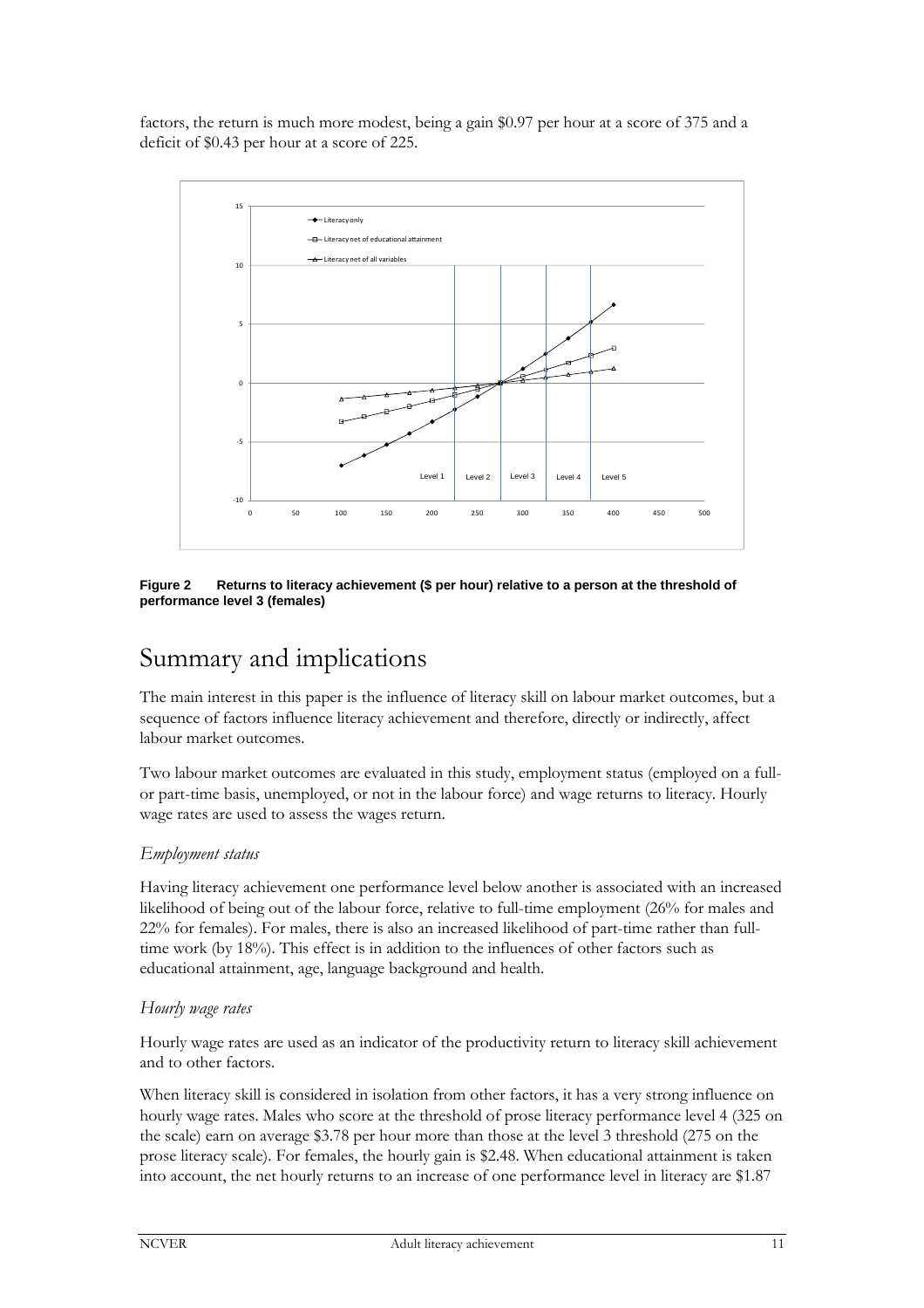factors, the return is much more modest, being a gain $0.97 per hour at a score of 375 and a deficit of $0.43 per hour at a score of 225.

**Figure 2 Returns to literacy achievement ($ per hour) relative to a person at the threshold of performance level 3 (females)**

# Summary and implications

The main interest in this paper is the influence of literacy skill on labour market outcomes, but a sequence of factors influence literacy achievement and therefore, directly or indirectly, affect labour market outcomes.

Two labour market outcomes are evaluated in this study, employment status (employed on a full- or part-time basis, unemployed, or not in the labour force) and wage returns to literacy. Hourly wage rates are used to assess the wages return.

### *Employment status*

Having literacy achievement one performance level below another is associated with an increased likelihood of being out of the labour force, relative to full-time employment (26% for males and 22% for females). For males, there is also an increased likelihood of part-time rather than full-time work (by 18%). This effect is in addition to the influences of other factors such as educational attainment, age, language background and health.

### *Hourly wage rates*

Hourly wage rates are used as an indicator of the productivity return to literacy skill achievement and to other factors.

When literacy skill is considered in isolation from other factors, it has a very strong influence on hourly wage rates. Males who score at the threshold of prose literacy performance level 4 (325 on the scale) earn on average $3.78 per hour more than those at the level 3 threshold (275 on the prose literacy scale). For females, the hourly gain is $2.48. When educational attainment is taken into account, the net hourly returns to an increase of one performance level in literacy are $1.87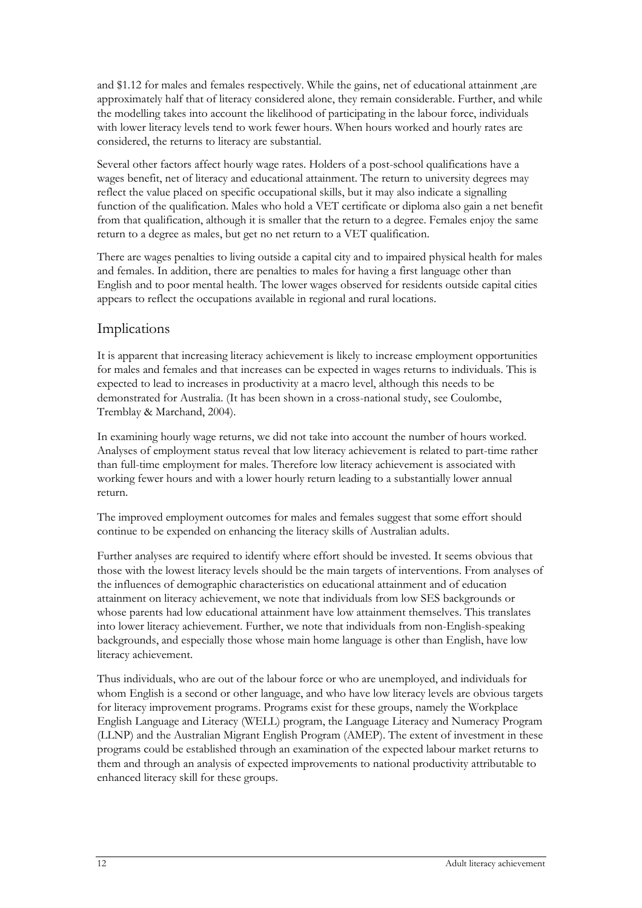and $1.12 for males and females respectively. While the gains, net of educational attainment ,are approximately half that of literacy considered alone, they remain considerable. Further, and while the modelling takes into account the likelihood of participating in the labour force, individuals with lower literacy levels tend to work fewer hours. When hours worked and hourly rates are considered, the returns to literacy are substantial.

Several other factors affect hourly wage rates. Holders of a post-school qualifications have a wages benefit, net of literacy and educational attainment. The return to university degrees may reflect the value placed on specific occupational skills, but it may also indicate a signalling function of the qualification. Males who hold a VET certificate or diploma also gain a net benefit from that qualification, although it is smaller that the return to a degree. Females enjoy the same return to a degree as males, but get no net return to a VET qualification.

There are wages penalties to living outside a capital city and to impaired physical health for males and females. In addition, there are penalties to males for having a first language other than English and to poor mental health. The lower wages observed for residents outside capital cities appears to reflect the occupations available in regional and rural locations.

## Implications

It is apparent that increasing literacy achievement is likely to increase employment opportunities for males and females and that increases can be expected in wages returns to individuals. This is expected to lead to increases in productivity at a macro level, although this needs to be demonstrated for Australia. (It has been shown in a cross-national study, see Coulombe, Tremblay & Marchand, 2004).

In examining hourly wage returns, we did not take into account the number of hours worked. Analyses of employment status reveal that low literacy achievement is related to part-time rather than full-time employment for males. Therefore low literacy achievement is associated with working fewer hours and with a lower hourly return leading to a substantially lower annual return.

The improved employment outcomes for males and females suggest that some effort should continue to be expended on enhancing the literacy skills of Australian adults.

Further analyses are required to identify where effort should be invested. It seems obvious that those with the lowest literacy levels should be the main targets of interventions. From analyses of the influences of demographic characteristics on educational attainment and of education attainment on literacy achievement, we note that individuals from low SES backgrounds or whose parents had low educational attainment have low attainment themselves. This translates into lower literacy achievement. Further, we note that individuals from non-English-speaking backgrounds, and especially those whose main home language is other than English, have low literacy achievement.

Thus individuals, who are out of the labour force or who are unemployed, and individuals for whom English is a second or other language, and who have low literacy levels are obvious targets for literacy improvement programs. Programs exist for these groups, namely the Workplace English Language and Literacy (WELL) program, the Language Literacy and Numeracy Program (LLNP) and the Australian Migrant English Program (AMEP). The extent of investment in these programs could be established through an examination of the expected labour market returns to them and through an analysis of expected improvements to national productivity attributable to enhanced literacy skill for these groups.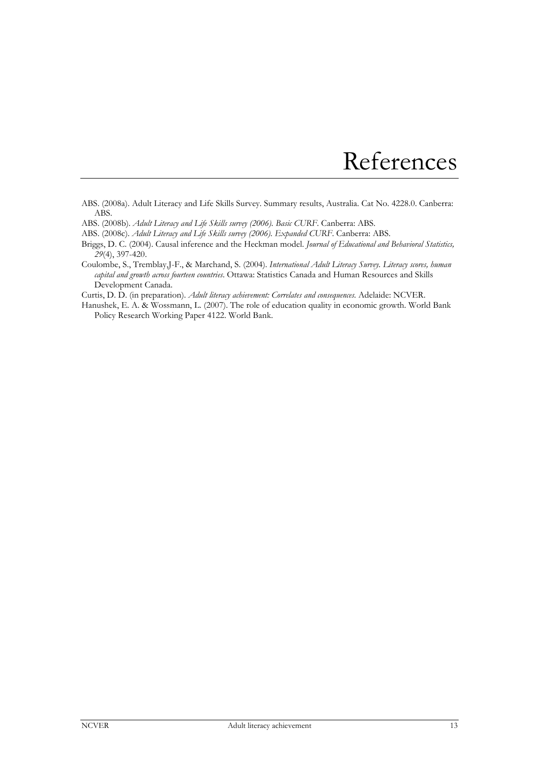# References

ABS. (2008a). Adult Literacy and Life Skills Survey. Summary results, Australia. Cat No. 4228.0. Canberra: ABS.

ABS. (2008b). *Adult Literacy and Life Skills survey (2006). Basic CURF*. Canberra: ABS.

ABS. (2008c). *Adult Literacy and Life Skills survey (2006). Expanded CURF*. Canberra: ABS.

Briggs, D. C. (2004). Causal inference and the Heckman model. *Journal of Educational and Behavioral Statistics, 29*(4), 397-420.

Coulombe, S., Tremblay,J-F., & Marchand, S. (2004). *International Adult Literacy Survey. Literacy scores, human capital and growth across fourteen countries*. Ottawa: Statistics Canada and Human Resources and Skills Development Canada.

Curtis, D. D. (in preparation). *Adult literacy achievement: Correlates and consequences*. Adelaide: NCVER.

Hanushek, E. A. & Wossmann, L. (2007). The role of education quality in economic growth. World Bank Policy Research Working Paper 4122. World Bank.